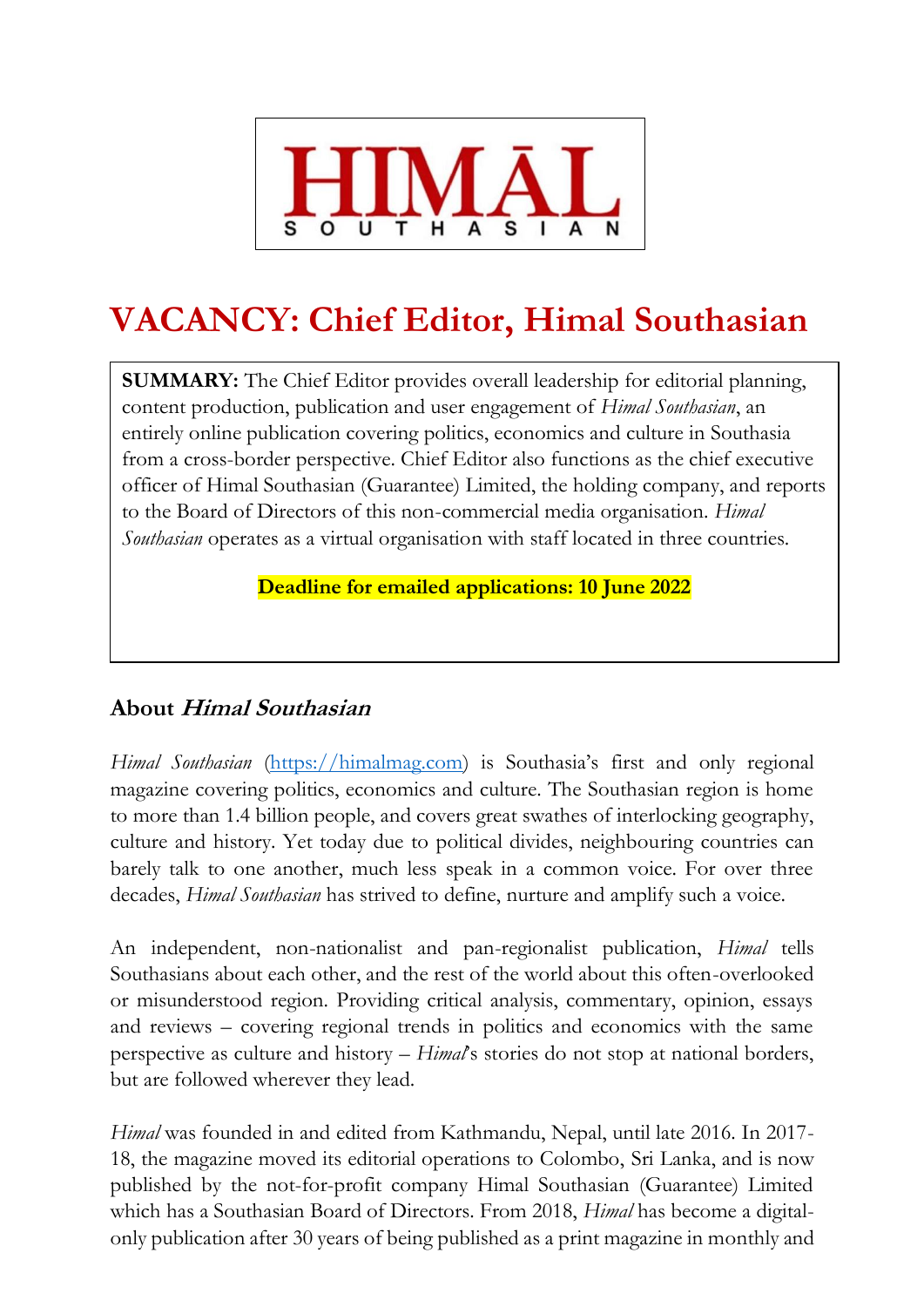HIMĀL
SOUTHASIAN

# VACANCY: Chief Editor, Himal Southasian

**SUMMARY:** The Chief Editor provides overall leadership for editorial planning, content production, publication and user engagement of *Himal Southasian*, an entirely online publication covering politics, economics and culture in Southasia from a cross-border perspective. Chief Editor also functions as the chief executive officer of Himal Southasian (Guarantee) Limited, the holding company, and reports to the Board of Directors of this non-commercial media organisation. *Himal Southasian* operates as a virtual organisation with staff located in three countries.

**Deadline for emailed applications: 10 June 2022**

## About *Himal Southasian*

*Himal Southasian* (https://himalmag.com) is Southasia's first and only regional magazine covering politics, economics and culture. The Southasian region is home to more than 1.4 billion people, and covers great swathes of interlocking geography, culture and history. Yet today due to political divides, neighbouring countries can barely talk to one another, much less speak in a common voice. For over three decades, *Himal Southasian* has strived to define, nurture and amplify such a voice.

An independent, non-nationalist and pan-regionalist publication, *Himal* tells Southasians about each other, and the rest of the world about this often-overlooked or misunderstood region. Providing critical analysis, commentary, opinion, essays and reviews – covering regional trends in politics and economics with the same perspective as culture and history – *Himal*'s stories do not stop at national borders, but are followed wherever they lead.

*Himal* was founded in and edited from Kathmandu, Nepal, until late 2016. In 2017-18, the magazine moved its editorial operations to Colombo, Sri Lanka, and is now published by the not-for-profit company Himal Southasian (Guarantee) Limited which has a Southasian Board of Directors. From 2018, *Himal* has become a digital-only publication after 30 years of being published as a print magazine in monthly and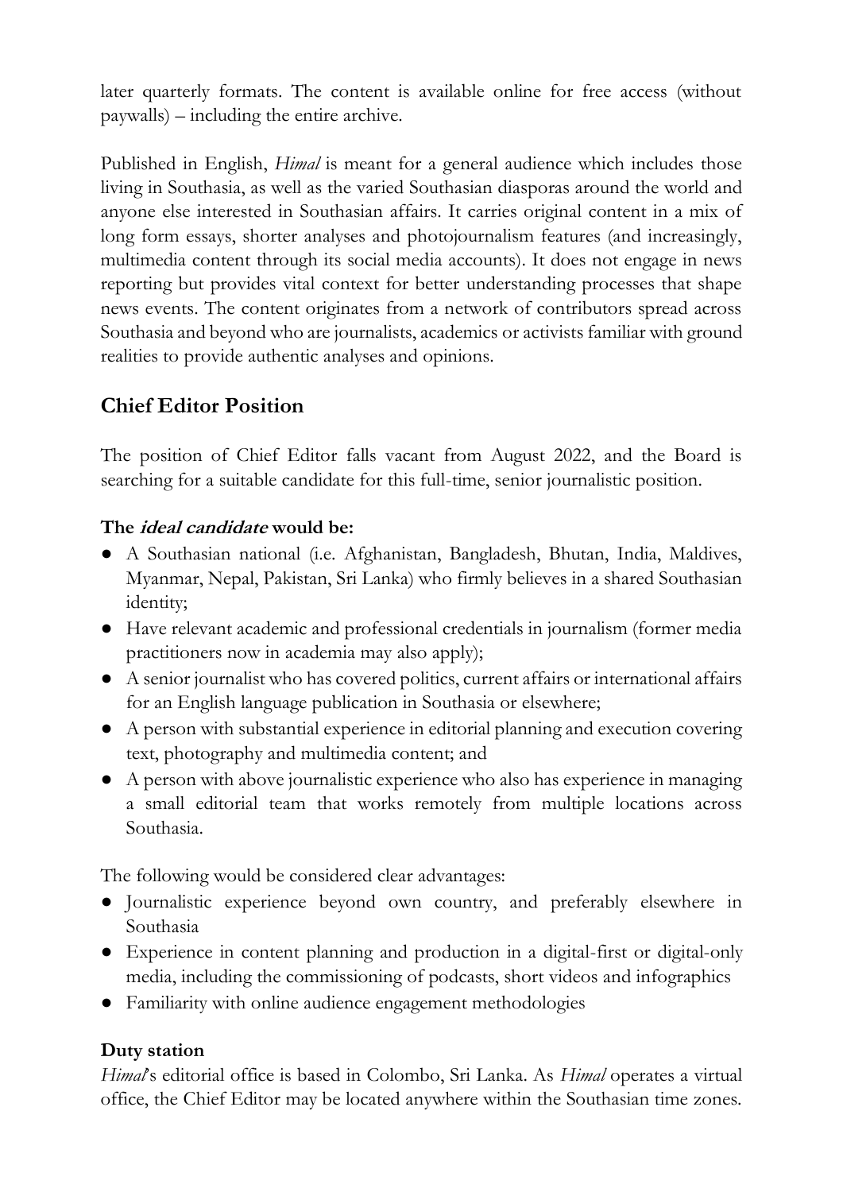later quarterly formats. The content is available online for free access (without paywalls) – including the entire archive.

Published in English, *Himal* is meant for a general audience which includes those living in Southasia, as well as the varied Southasian diasporas around the world and anyone else interested in Southasian affairs. It carries original content in a mix of long form essays, shorter analyses and photojournalism features (and increasingly, multimedia content through its social media accounts). It does not engage in news reporting but provides vital context for better understanding processes that shape news events. The content originates from a network of contributors spread across Southasia and beyond who are journalists, academics or activists familiar with ground realities to provide authentic analyses and opinions.

## Chief Editor Position

The position of Chief Editor falls vacant from August 2022, and the Board is searching for a suitable candidate for this full-time, senior journalistic position.

### The *ideal candidate* would be:

- A Southasian national (i.e. Afghanistan, Bangladesh, Bhutan, India, Maldives, Myanmar, Nepal, Pakistan, Sri Lanka) who firmly believes in a shared Southasian identity;
- Have relevant academic and professional credentials in journalism (former media practitioners now in academia may also apply);
- A senior journalist who has covered politics, current affairs or international affairs for an English language publication in Southasia or elsewhere;
- A person with substantial experience in editorial planning and execution covering text, photography and multimedia content; and
- A person with above journalistic experience who also has experience in managing a small editorial team that works remotely from multiple locations across Southasia.

The following would be considered clear advantages:

- Journalistic experience beyond own country, and preferably elsewhere in Southasia
- Experience in content planning and production in a digital-first or digital-only media, including the commissioning of podcasts, short videos and infographics
- Familiarity with online audience engagement methodologies

### Duty station

*Himal*'s editorial office is based in Colombo, Sri Lanka. As *Himal* operates a virtual office, the Chief Editor may be located anywhere within the Southasian time zones.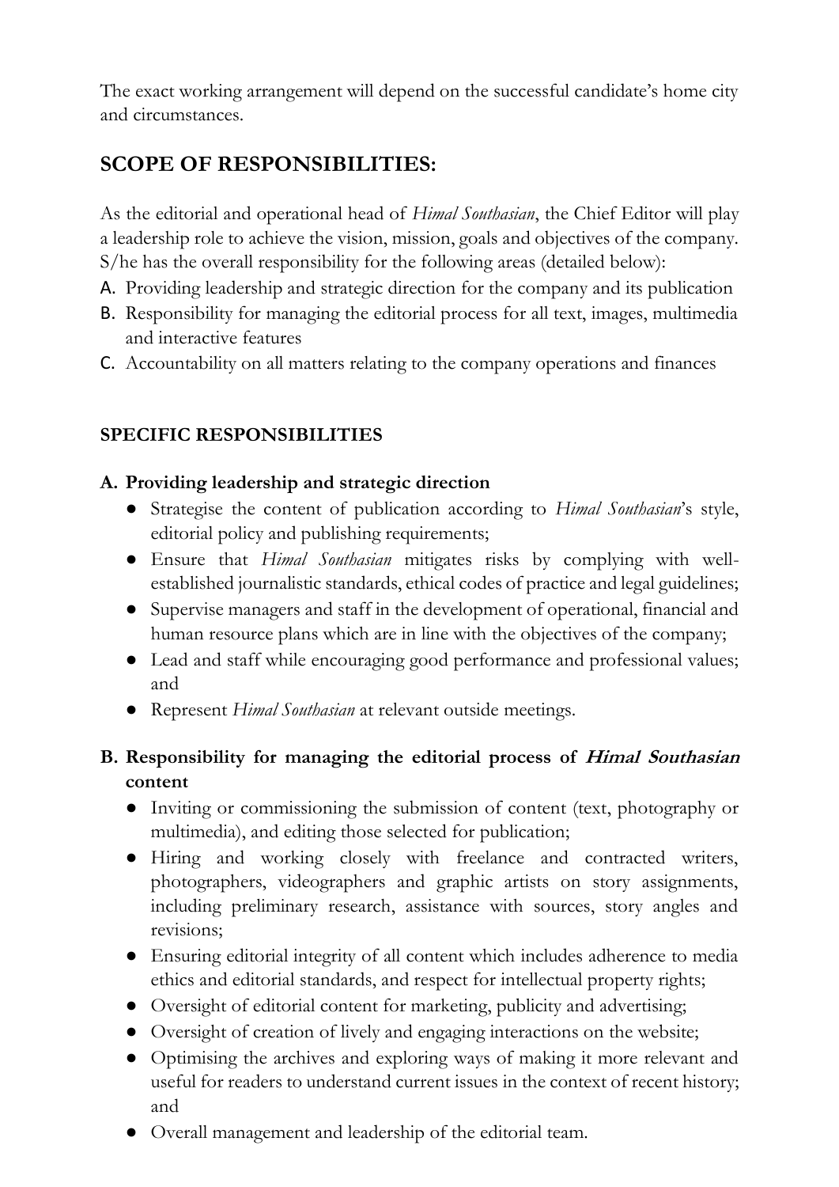The exact working arrangement will depend on the successful candidate's home city and circumstances.

## SCOPE OF RESPONSIBILITIES:

As the editorial and operational head of *Himal Southasian*, the Chief Editor will play a leadership role to achieve the vision, mission, goals and objectives of the company. S/he has the overall responsibility for the following areas (detailed below):

A. Providing leadership and strategic direction for the company and its publication
B. Responsibility for managing the editorial process for all text, images, multimedia and interactive features
C. Accountability on all matters relating to the company operations and finances

### SPECIFIC RESPONSIBILITIES

#### A. Providing leadership and strategic direction

- Strategise the content of publication according to *Himal Southasian*'s style, editorial policy and publishing requirements;
- Ensure that *Himal Southasian* mitigates risks by complying with well-established journalistic standards, ethical codes of practice and legal guidelines;
- Supervise managers and staff in the development of operational, financial and human resource plans which are in line with the objectives of the company;
- Lead and staff while encouraging good performance and professional values; and
- Represent *Himal Southasian* at relevant outside meetings.

#### B. Responsibility for managing the editorial process of *Himal Southasian* content

- Inviting or commissioning the submission of content (text, photography or multimedia), and editing those selected for publication;
- Hiring and working closely with freelance and contracted writers, photographers, videographers and graphic artists on story assignments, including preliminary research, assistance with sources, story angles and revisions;
- Ensuring editorial integrity of all content which includes adherence to media ethics and editorial standards, and respect for intellectual property rights;
- Oversight of editorial content for marketing, publicity and advertising;
- Oversight of creation of lively and engaging interactions on the website;
- Optimising the archives and exploring ways of making it more relevant and useful for readers to understand current issues in the context of recent history; and
- Overall management and leadership of the editorial team.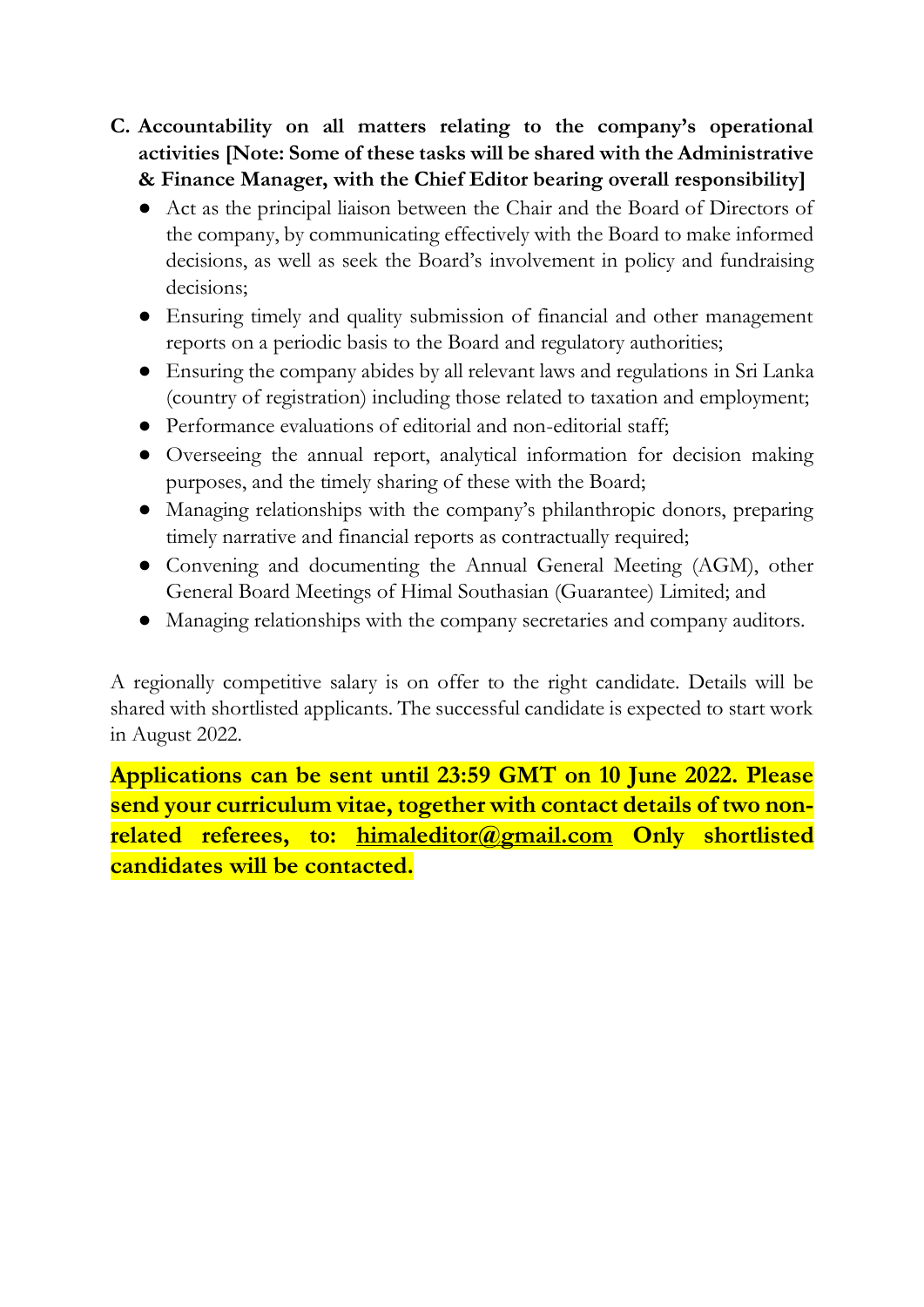**C. Accountability on all matters relating to the company's operational activities [Note: Some of these tasks will be shared with the Administrative & Finance Manager, with the Chief Editor bearing overall responsibility]**

- Act as the principal liaison between the Chair and the Board of Directors of the company, by communicating effectively with the Board to make informed decisions, as well as seek the Board's involvement in policy and fundraising decisions;
- Ensuring timely and quality submission of financial and other management reports on a periodic basis to the Board and regulatory authorities;
- Ensuring the company abides by all relevant laws and regulations in Sri Lanka (country of registration) including those related to taxation and employment;
- Performance evaluations of editorial and non-editorial staff;
- Overseeing the annual report, analytical information for decision making purposes, and the timely sharing of these with the Board;
- Managing relationships with the company's philanthropic donors, preparing timely narrative and financial reports as contractually required;
- Convening and documenting the Annual General Meeting (AGM), other General Board Meetings of Himal Southasian (Guarantee) Limited; and
- Managing relationships with the company secretaries and company auditors.

A regionally competitive salary is on offer to the right candidate. Details will be shared with shortlisted applicants. The successful candidate is expected to start work in August 2022.

**Applications can be sent until 23:59 GMT on 10 June 2022. Please send your curriculum vitae, together with contact details of two non-related referees, to: himaleditor@gmail.com Only shortlisted candidates will be contacted.**